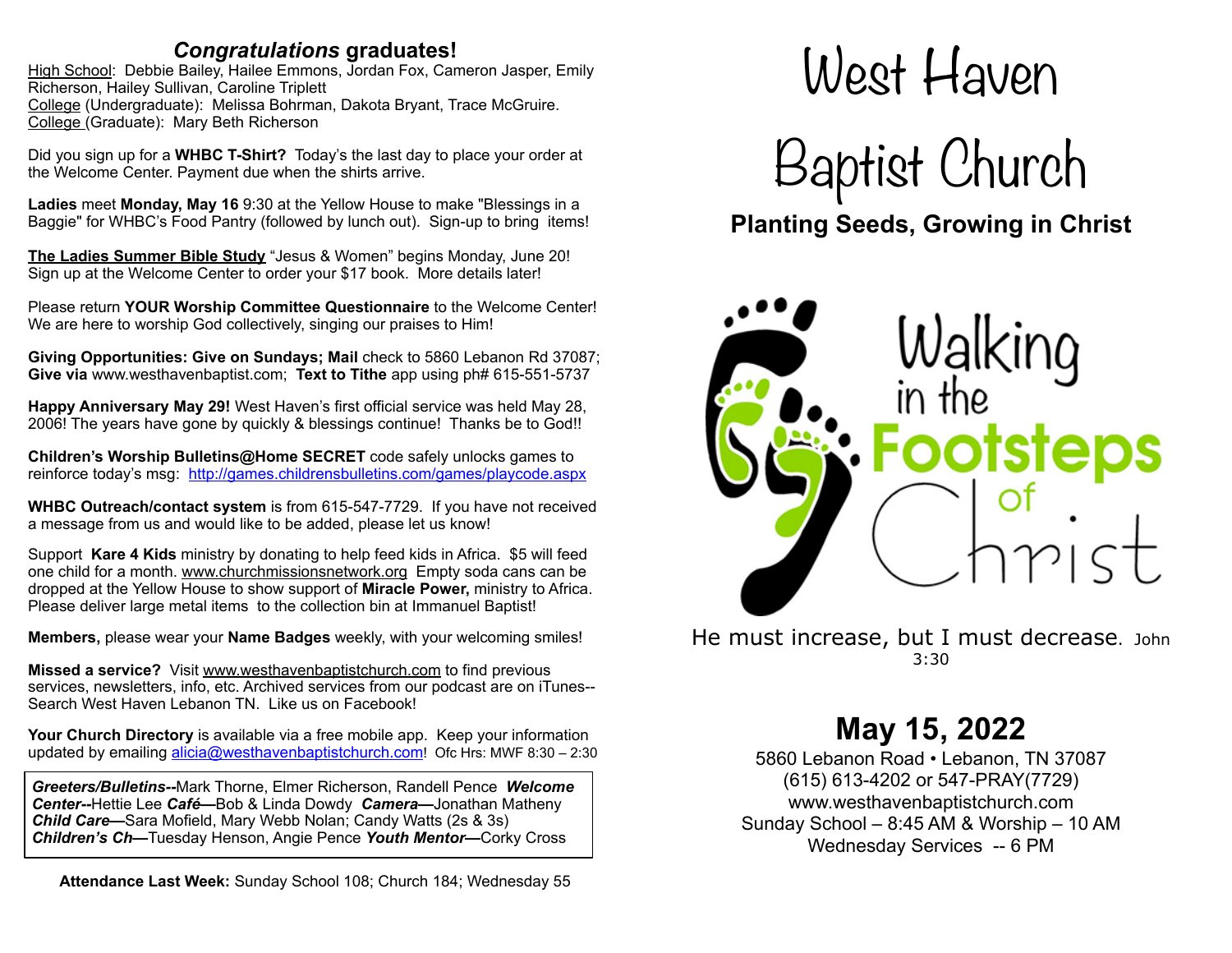## *Congratulations* graduates!

High School: Debbie Bailey, Hailee Emmons, Jordan Fox, Cameron Jasper, Emily Richerson, Hailey Sullivan, Caroline Triplett
College (Undergraduate): Melissa Bohrman, Dakota Bryant, Trace McGruire.
College (Graduate): Mary Beth Richerson

Did you sign up for a **WHBC T-Shirt?** Today's the last day to place your order at the Welcome Center. Payment due when the shirts arrive.

**Ladies** meet **Monday, May 16** 9:30 at the Yellow House to make "Blessings in a Baggie" for WHBC's Food Pantry (followed by lunch out). Sign-up to bring items!

**The Ladies Summer Bible Study** "Jesus & Women" begins Monday, June 20! Sign up at the Welcome Center to order your $17 book. More details later!

Please return **YOUR Worship Committee Questionnaire** to the Welcome Center! We are here to worship God collectively, singing our praises to Him!

**Giving Opportunities: Give on Sundays; Mail** check to 5860 Lebanon Rd 37087; **Give via** www.westhavenbaptist.com; **Text to Tithe** app using ph# 615-551-5737

**Happy Anniversary May 29!** West Haven's first official service was held May 28, 2006! The years have gone by quickly & blessings continue! Thanks be to God!!

**Children's Worship Bulletins@Home SECRET** code safely unlocks games to reinforce today's msg: http://games.childrensbulletins.com/games/playcode.aspx

**WHBC Outreach/contact system** is from 615-547-7729. If you have not received a message from us and would like to be added, please let us know!

Support **Kare 4 Kids** ministry by donating to help feed kids in Africa. $5 will feed one child for a month. www.churchmissionsnetwork.org Empty soda cans can be dropped at the Yellow House to show support of **Miracle Power,** ministry to Africa. Please deliver large metal items to the collection bin at Immanuel Baptist!

**Members,** please wear your **Name Badges** weekly, with your welcoming smiles!

**Missed a service?** Visit www.westhavenbaptistchurch.com to find previous services, newsletters, info, etc. Archived services from our podcast are on iTunes-- Search West Haven Lebanon TN. Like us on Facebook!

**Your Church Directory** is available via a free mobile app. Keep your information updated by emailing alicia@westhavenbaptistchurch.com! Ofc Hrs: MWF 8:30 – 2:30

***Greeters/Bulletins--***Mark Thorne, Elmer Richerson, Randell Pence ***Welcome Center--***Hettie Lee ***Café—***Bob & Linda Dowdy ***Camera—***Jonathan Matheny ***Child Care—***Sara Mofield, Mary Webb Nolan; Candy Watts (2s & 3s) ***Children's Ch—***Tuesday Henson, Angie Pence ***Youth Mentor—***Corky Cross

**Attendance Last Week:** Sunday School 108; Church 184; Wednesday 55

# West Haven Baptist Church

### Planting Seeds, Growing in Christ

Walking in the Footsteps of Christ

He must increase, but I must decrease. John 3:30

## May 15, 2022

5860 Lebanon Road • Lebanon, TN 37087
(615) 613-4202 or 547-PRAY(7729)
www.westhavenbaptistchurch.com
Sunday School – 8:45 AM & Worship – 10 AM
Wednesday Services -- 6 PM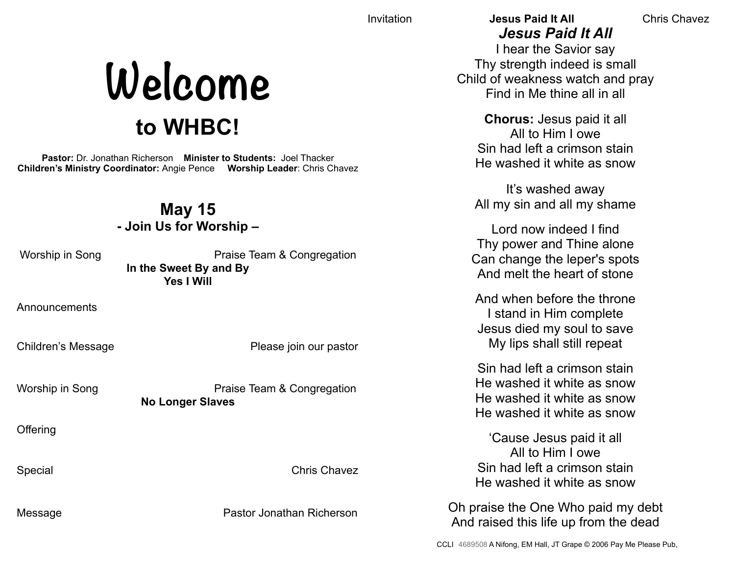# Welcome

## to WHBC!

**Pastor:** Dr. Jonathan Richerson **Minister to Students:** Joel Thacker
**Children's Ministry Coordinator:** Angie Pence **Worship Leader**: Chris Chavez

## May 15

### - Join Us for Worship –

Worship in Song — Praise Team & Congregation

**In the Sweet By and By**
**Yes I Will**

Announcements

Children's Message — Please join our pastor

Worship in Song — Praise Team & Congregation

**No Longer Slaves**

Offering

Special — Chris Chavez

Message — Pastor Jonathan Richerson

Invitation — **Jesus Paid It All** — Chris Chavez

***Jesus Paid It All***

I hear the Savior say
Thy strength indeed is small
Child of weakness watch and pray
Find in Me thine all in all

**Chorus:** Jesus paid it all
All to Him I owe
Sin had left a crimson stain
He washed it white as snow

It's washed away
All my sin and all my shame

Lord now indeed I find
Thy power and Thine alone
Can change the leper's spots
And melt the heart of stone

And when before the throne
I stand in Him complete
Jesus died my soul to save
My lips shall still repeat

Sin had left a crimson stain
He washed it white as snow
He washed it white as snow
He washed it white as snow

'Cause Jesus paid it all
All to Him I owe
Sin had left a crimson stain
He washed it white as snow

Oh praise the One Who paid my debt
And raised this life up from the dead

CCLI 4689508 A Nifong, EM Hall, JT Grape © 2006 Pay Me Please Pub,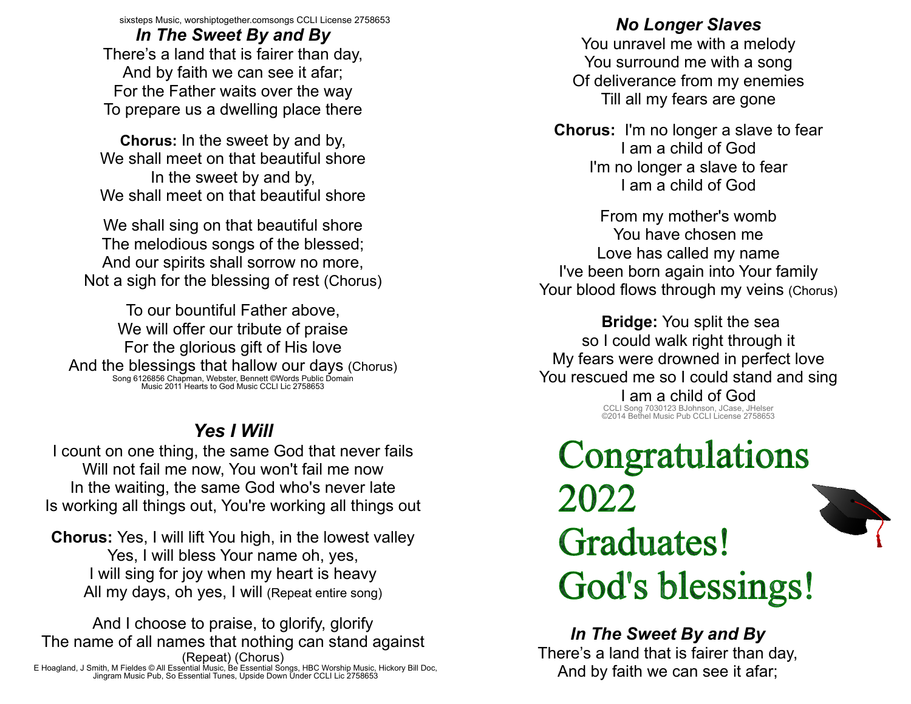sixsteps Music, worshiptogether.comsongs CCLI License 2758653

### *In The Sweet By and By*

There's a land that is fairer than day,
And by faith we can see it afar;
For the Father waits over the way
To prepare us a dwelling place there

**Chorus:** In the sweet by and by,
We shall meet on that beautiful shore
In the sweet by and by,
We shall meet on that beautiful shore

We shall sing on that beautiful shore
The melodious songs of the blessed;
And our spirits shall sorrow no more,
Not a sigh for the blessing of rest (Chorus)

To our bountiful Father above,
We will offer our tribute of praise
For the glorious gift of His love
And the blessings that hallow our days (Chorus)

Song 6126856 Chapman, Webster, Bennett ©Words Public Domain
Music 2011 Hearts to God Music CCLI Lic 2758653

### *Yes I Will*

I count on one thing, the same God that never fails
Will not fail me now, You won't fail me now
In the waiting, the same God who's never late
Is working all things out, You're working all things out

**Chorus:** Yes, I will lift You high, in the lowest valley
Yes, I will bless Your name oh, yes,
I will sing for joy when my heart is heavy
All my days, oh yes, I will (Repeat entire song)

And I choose to praise, to glorify, glorify
The name of all names that nothing can stand against
(Repeat) (Chorus)

E Hoagland, J Smith, M Fieldes © All Essential Music, Be Essential Songs, HBC Worship Music, Hickory Bill Doc, Jingram Music Pub, So Essential Tunes, Upside Down Under CCLI Lic 2758653

### *No Longer Slaves*

You unravel me with a melody
You surround me with a song
Of deliverance from my enemies
Till all my fears are gone

**Chorus:** I'm no longer a slave to fear
I am a child of God
I'm no longer a slave to fear
I am a child of God

From my mother's womb
You have chosen me
Love has called my name
I've been born again into Your family
Your blood flows through my veins (Chorus)

**Bridge:** You split the sea
so I could walk right through it
My fears were drowned in perfect love
You rescued me so I could stand and sing
I am a child of God

CCLI Song 7030123 BJohnson, JCase, JHelser
©2014 Bethel Music Pub CCLI License 2758653

# Congratulations 2022 Graduates! God's blessings!

### *In The Sweet By and By*

There's a land that is fairer than day,
And by faith we can see it afar;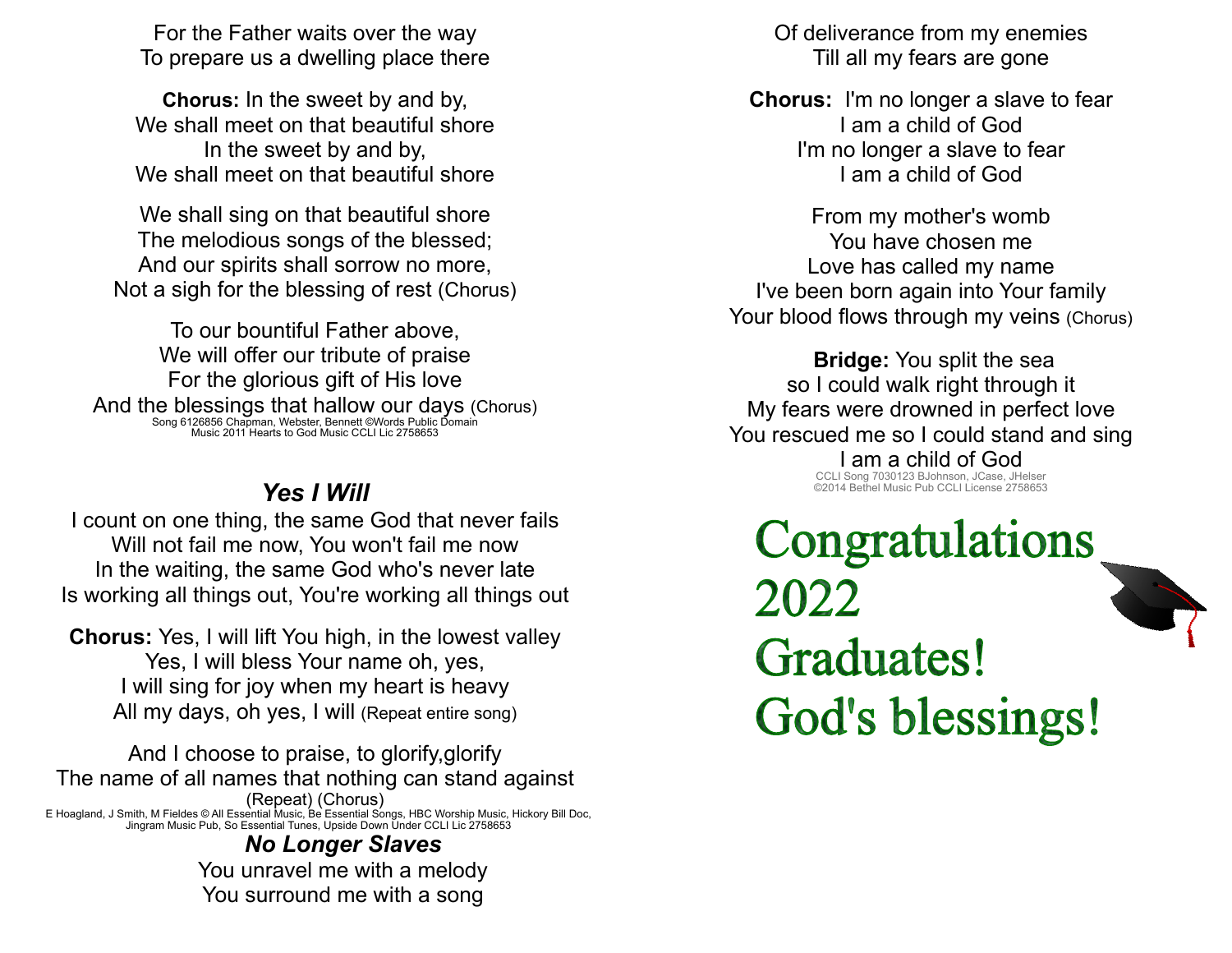For the Father waits over the way
To prepare us a dwelling place there

**Chorus:** In the sweet by and by,
We shall meet on that beautiful shore
In the sweet by and by,
We shall meet on that beautiful shore

We shall sing on that beautiful shore
The melodious songs of the blessed;
And our spirits shall sorrow no more,
Not a sigh for the blessing of rest (Chorus)

To our bountiful Father above,
We will offer our tribute of praise
For the glorious gift of His love
And the blessings that hallow our days (Chorus)
Song 6126856 Chapman, Webster, Bennett ©Words Public Domain
Music 2011 Hearts to God Music CCLI Lic 2758653

### *Yes I Will*

I count on one thing, the same God that never fails
Will not fail me now, You won't fail me now
In the waiting, the same God who's never late
Is working all things out, You're working all things out

**Chorus:** Yes, I will lift You high, in the lowest valley
Yes, I will bless Your name oh, yes,
I will sing for joy when my heart is heavy
All my days, oh yes, I will (Repeat entire song)

And I choose to praise, to glorify,glorify
The name of all names that nothing can stand against
(Repeat) (Chorus)
E Hoagland, J Smith, M Fieldes © All Essential Music, Be Essential Songs, HBC Worship Music, Hickory Bill Doc, Jingram Music Pub, So Essential Tunes, Upside Down Under CCLI Lic 2758653

### *No Longer Slaves*

You unravel me with a melody
You surround me with a song
Of deliverance from my enemies
Till all my fears are gone

**Chorus:** I'm no longer a slave to fear
I am a child of God
I'm no longer a slave to fear
I am a child of God

From my mother's womb
You have chosen me
Love has called my name
I've been born again into Your family
Your blood flows through my veins (Chorus)

**Bridge:** You split the sea
so I could walk right through it
My fears were drowned in perfect love
You rescued me so I could stand and sing
I am a child of God
CCLI Song 7030123 BJohnson, JCase, JHelser
©2014 Bethel Music Pub CCLI License 2758653

Congratulations
2022
Graduates!
God's blessings!